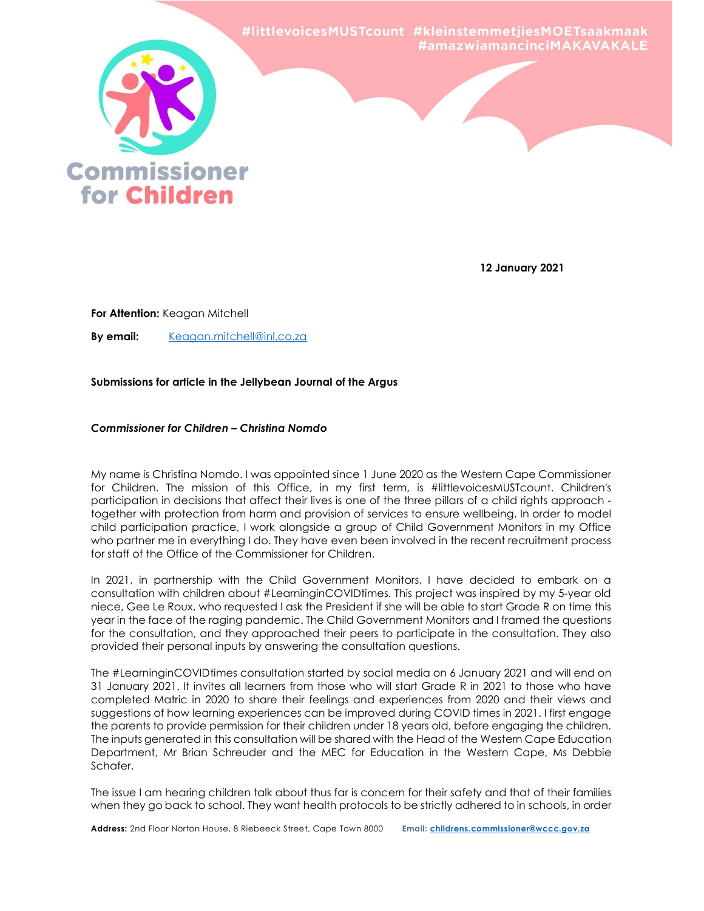#littlevoicesMUSTcount #kleinstemmetjiesMOETsaakmaak #amazwiamancinciMAKAVAKALE

Commissioner for Children

**12 January 2021**

**For Attention:** Keagan Mitchell

**By email:** Keagan.mitchell@inl.co.za

**Submissions for article in the Jellybean Journal of the Argus**

***Commissioner for Children – Christina Nomdo***

My name is Christina Nomdo. I was appointed since 1 June 2020 as the Western Cape Commissioner for Children. The mission of this Office, in my first term, is #littlevoicesMUSTcount. Children's participation in decisions that affect their lives is one of the three pillars of a child rights approach - together with protection from harm and provision of services to ensure wellbeing. In order to model child participation practice, I work alongside a group of Child Government Monitors in my Office who partner me in everything I do. They have even been involved in the recent recruitment process for staff of the Office of the Commissioner for Children.

In 2021, in partnership with the Child Government Monitors, I have decided to embark on a consultation with children about #LearninginCOVIDtimes. This project was inspired by my 5-year old niece, Gee Le Roux, who requested I ask the President if she will be able to start Grade R on time this year in the face of the raging pandemic. The Child Government Monitors and I framed the questions for the consultation, and they approached their peers to participate in the consultation. They also provided their personal inputs by answering the consultation questions.

The #LearninginCOVIDtimes consultation started by social media on 6 January 2021 and will end on 31 January 2021. It invites all learners from those who will start Grade R in 2021 to those who have completed Matric in 2020 to share their feelings and experiences from 2020 and their views and suggestions of how learning experiences can be improved during COVID times in 2021. I first engage the parents to provide permission for their children under 18 years old, before engaging the children. The inputs generated in this consultation will be shared with the Head of the Western Cape Education Department, Mr Brian Schreuder and the MEC for Education in the Western Cape, Ms Debbie Schafer.

The issue I am hearing children talk about thus far is concern for their safety and that of their families when they go back to school. They want health protocols to be strictly adhered to in schools, in order

**Address:** 2nd Floor Norton House, 8 Riebeeck Street, Cape Town 8000 **Email:** childrens.commissioner@wccc.gov.za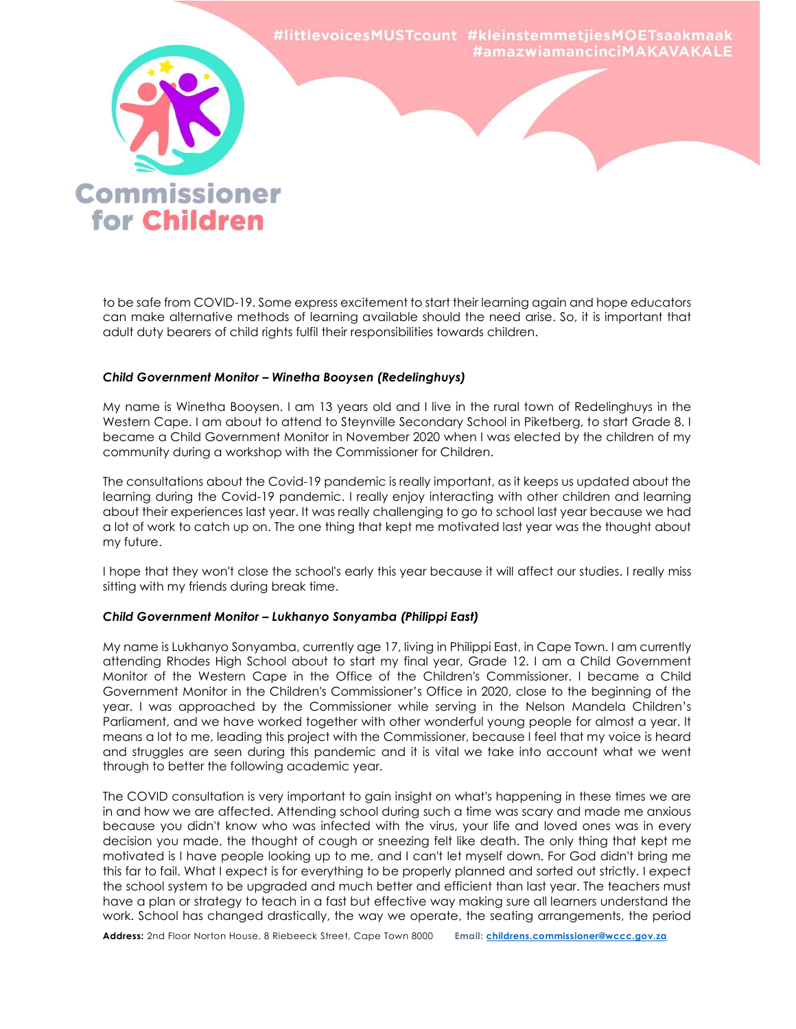to be safe from COVID-19. Some express excitement to start their learning again and hope educators can make alternative methods of learning available should the need arise. So, it is important that adult duty bearers of child rights fulfil their responsibilities towards children.

***Child Government Monitor – Winetha Booysen (Redelinghuys)***

My name is Winetha Booysen. I am 13 years old and I live in the rural town of Redelinghuys in the Western Cape. I am about to attend to Steynville Secondary School in Piketberg, to start Grade 8. I became a Child Government Monitor in November 2020 when I was elected by the children of my community during a workshop with the Commissioner for Children.

The consultations about the Covid-19 pandemic is really important, as it keeps us updated about the learning during the Covid-19 pandemic. I really enjoy interacting with other children and learning about their experiences last year. It was really challenging to go to school last year because we had a lot of work to catch up on. The one thing that kept me motivated last year was the thought about my future.

I hope that they won't close the school's early this year because it will affect our studies. I really miss sitting with my friends during break time.

***Child Government Monitor – Lukhanyo Sonyamba (Philippi East)***

My name is Lukhanyo Sonyamba, currently age 17, living in Philippi East, in Cape Town. I am currently attending Rhodes High School about to start my final year, Grade 12. I am a Child Government Monitor of the Western Cape in the Office of the Children's Commissioner. I became a Child Government Monitor in the Children's Commissioner's Office in 2020, close to the beginning of the year. I was approached by the Commissioner while serving in the Nelson Mandela Children's Parliament, and we have worked together with other wonderful young people for almost a year. It means a lot to me, leading this project with the Commissioner, because I feel that my voice is heard and struggles are seen during this pandemic and it is vital we take into account what we went through to better the following academic year.

The COVID consultation is very important to gain insight on what's happening in these times we are in and how we are affected. Attending school during such a time was scary and made me anxious because you didn't know who was infected with the virus, your life and loved ones was in every decision you made, the thought of cough or sneezing felt like death. The only thing that kept me motivated is I have people looking up to me, and I can't let myself down. For God didn't bring me this far to fail. What I expect is for everything to be properly planned and sorted out strictly. I expect the school system to be upgraded and much better and efficient than last year. The teachers must have a plan or strategy to teach in a fast but effective way making sure all learners understand the work. School has changed drastically, the way we operate, the seating arrangements, the period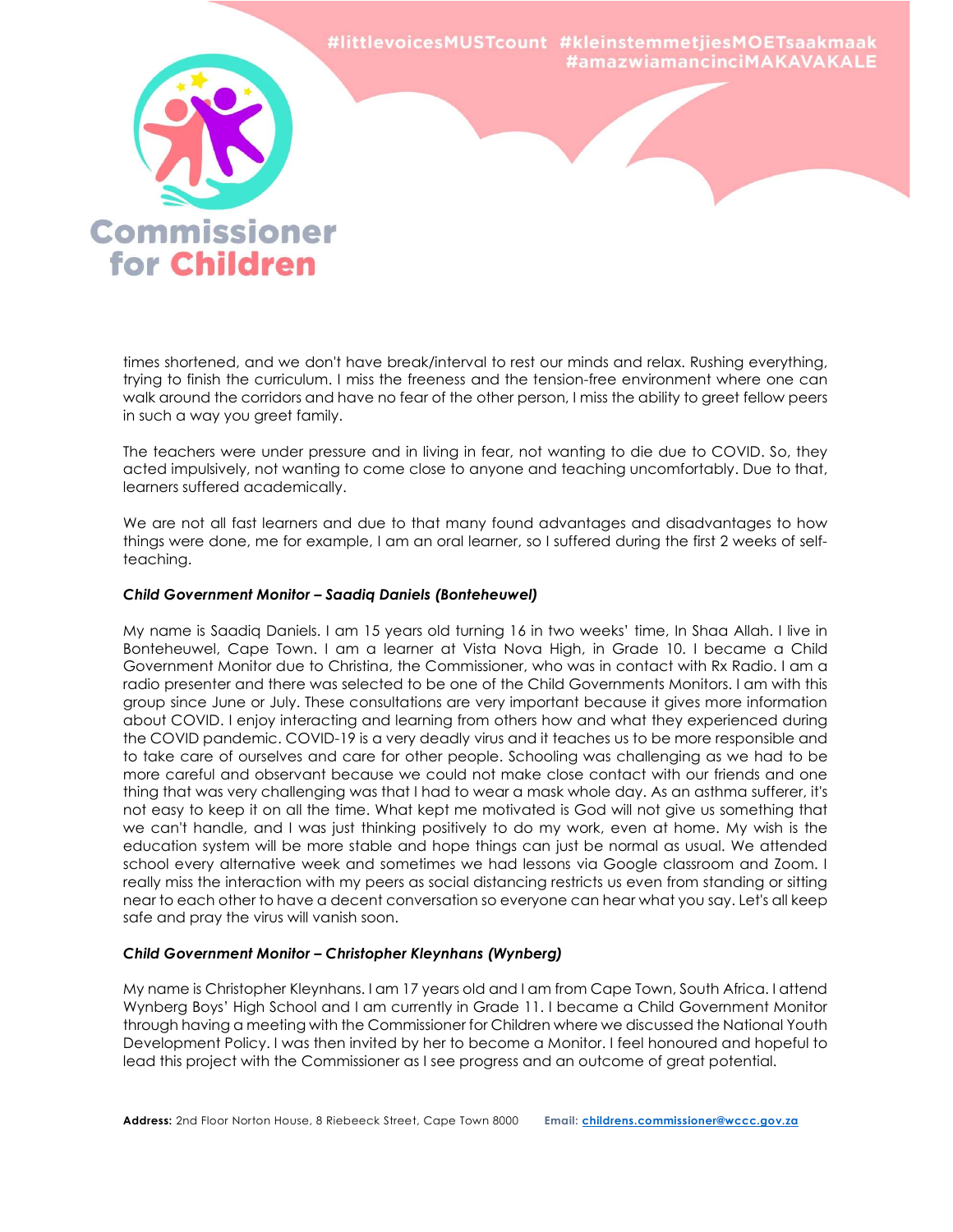times shortened, and we don't have break/interval to rest our minds and relax. Rushing everything, trying to finish the curriculum. I miss the freeness and the tension-free environment where one can walk around the corridors and have no fear of the other person, I miss the ability to greet fellow peers in such a way you greet family.

The teachers were under pressure and in living in fear, not wanting to die due to COVID. So, they acted impulsively, not wanting to come close to anyone and teaching uncomfortably. Due to that, learners suffered academically.

We are not all fast learners and due to that many found advantages and disadvantages to how things were done, me for example, I am an oral learner, so I suffered during the first 2 weeks of self-teaching.

***Child Government Monitor – Saadiq Daniels (Bonteheuwel)***

My name is Saadiq Daniels. I am 15 years old turning 16 in two weeks' time, In Shaa Allah. I live in Bonteheuwel, Cape Town. I am a learner at Vista Nova High, in Grade 10. I became a Child Government Monitor due to Christina, the Commissioner, who was in contact with Rx Radio. I am a radio presenter and there was selected to be one of the Child Governments Monitors. I am with this group since June or July. These consultations are very important because it gives more information about COVID. I enjoy interacting and learning from others how and what they experienced during the COVID pandemic. COVID-19 is a very deadly virus and it teaches us to be more responsible and to take care of ourselves and care for other people. Schooling was challenging as we had to be more careful and observant because we could not make close contact with our friends and one thing that was very challenging was that I had to wear a mask whole day. As an asthma sufferer, it's not easy to keep it on all the time. What kept me motivated is God will not give us something that we can't handle, and I was just thinking positively to do my work, even at home. My wish is the education system will be more stable and hope things can just be normal as usual. We attended school every alternative week and sometimes we had lessons via Google classroom and Zoom. I really miss the interaction with my peers as social distancing restricts us even from standing or sitting near to each other to have a decent conversation so everyone can hear what you say. Let's all keep safe and pray the virus will vanish soon.

***Child Government Monitor – Christopher Kleynhans (Wynberg)***

My name is Christopher Kleynhans. I am 17 years old and I am from Cape Town, South Africa. I attend Wynberg Boys' High School and I am currently in Grade 11. I became a Child Government Monitor through having a meeting with the Commissioner for Children where we discussed the National Youth Development Policy. I was then invited by her to become a Monitor. I feel honoured and hopeful to lead this project with the Commissioner as I see progress and an outcome of great potential.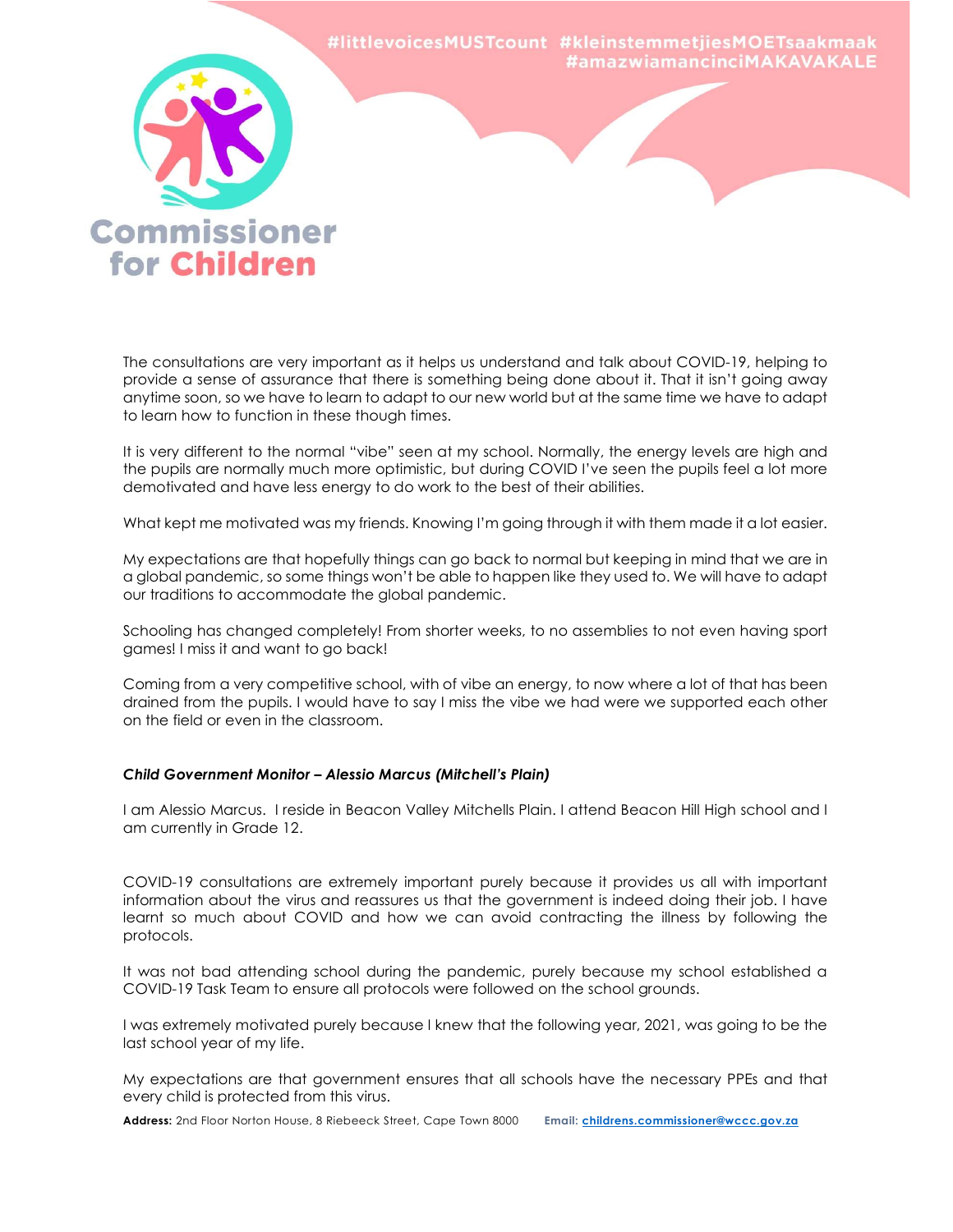The consultations are very important as it helps us understand and talk about COVID-19, helping to provide a sense of assurance that there is something being done about it. That it isn't going away anytime soon, so we have to learn to adapt to our new world but at the same time we have to adapt to learn how to function in these though times.

It is very different to the normal "vibe" seen at my school. Normally, the energy levels are high and the pupils are normally much more optimistic, but during COVID I've seen the pupils feel a lot more demotivated and have less energy to do work to the best of their abilities.

What kept me motivated was my friends. Knowing I'm going through it with them made it a lot easier.

My expectations are that hopefully things can go back to normal but keeping in mind that we are in a global pandemic, so some things won't be able to happen like they used to. We will have to adapt our traditions to accommodate the global pandemic.

Schooling has changed completely! From shorter weeks, to no assemblies to not even having sport games! I miss it and want to go back!

Coming from a very competitive school, with of vibe an energy, to now where a lot of that has been drained from the pupils. I would have to say I miss the vibe we had were we supported each other on the field or even in the classroom.

***Child Government Monitor – Alessio Marcus (Mitchell's Plain)***

I am Alessio Marcus. I reside in Beacon Valley Mitchells Plain. I attend Beacon Hill High school and I am currently in Grade 12.

COVID-19 consultations are extremely important purely because it provides us all with important information about the virus and reassures us that the government is indeed doing their job. I have learnt so much about COVID and how we can avoid contracting the illness by following the protocols.

It was not bad attending school during the pandemic, purely because my school established a COVID-19 Task Team to ensure all protocols were followed on the school grounds.

I was extremely motivated purely because I knew that the following year, 2021, was going to be the last school year of my life.

My expectations are that government ensures that all schools have the necessary PPEs and that every child is protected from this virus.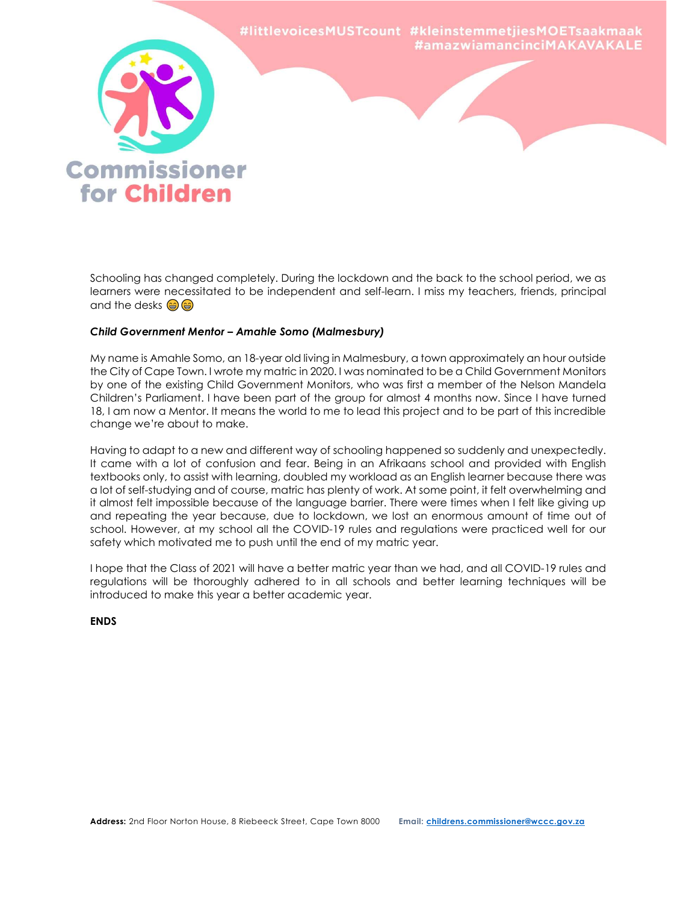Schooling has changed completely. During the lockdown and the back to the school period, we as learners were necessitated to be independent and self-learn. I miss my teachers, friends, principal and the desks 😁😁

***Child Government Mentor – Amahle Somo (Malmesbury)***

My name is Amahle Somo, an 18-year old living in Malmesbury, a town approximately an hour outside the City of Cape Town. I wrote my matric in 2020. I was nominated to be a Child Government Monitors by one of the existing Child Government Monitors, who was first a member of the Nelson Mandela Children's Parliament. I have been part of the group for almost 4 months now. Since I have turned 18, I am now a Mentor. It means the world to me to lead this project and to be part of this incredible change we're about to make.

Having to adapt to a new and different way of schooling happened so suddenly and unexpectedly. It came with a lot of confusion and fear. Being in an Afrikaans school and provided with English textbooks only, to assist with learning, doubled my workload as an English learner because there was a lot of self-studying and of course, matric has plenty of work. At some point, it felt overwhelming and it almost felt impossible because of the language barrier. There were times when I felt like giving up and repeating the year because, due to lockdown, we lost an enormous amount of time out of school. However, at my school all the COVID-19 rules and regulations were practiced well for our safety which motivated me to push until the end of my matric year.

I hope that the Class of 2021 will have a better matric year than we had, and all COVID-19 rules and regulations will be thoroughly adhered to in all schools and better learning techniques will be introduced to make this year a better academic year.

**ENDS**